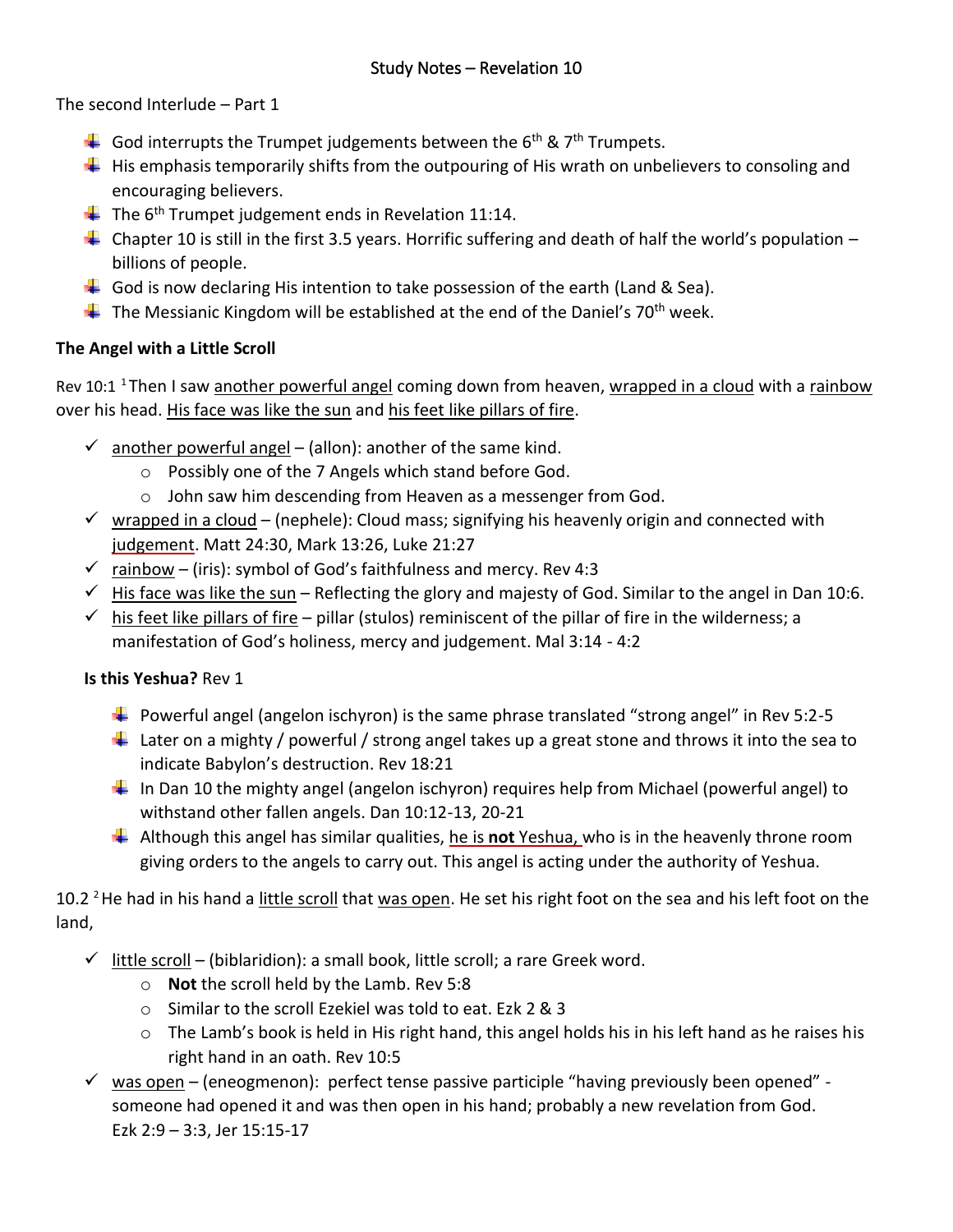# Study Notes – Revelation 10

The second Interlude – Part 1

- God interrupts the Trumpet judgements between the 6th & 7th Trumpets.
- His emphasis temporarily shifts from the outpouring of His wrath on unbelievers to consoling and encouraging believers.
- The 6th Trumpet judgement ends in Revelation 11:14.
- Chapter 10 is still in the first 3.5 years. Horrific suffering and death of half the world's population – billions of people.
- God is now declaring His intention to take possession of the earth (Land & Sea).
- The Messianic Kingdom will be established at the end of the Daniel's 70th week.

**The Angel with a Little Scroll**

Rev 10:1 [1] Then I saw another powerful angel coming down from heaven, wrapped in a cloud with a rainbow over his head. His face was like the sun and his feet like pillars of fire.

- ✓ another powerful angel – (allon): another of the same kind.
  - Possibly one of the 7 Angels which stand before God.
  - John saw him descending from Heaven as a messenger from God.
- ✓ wrapped in a cloud – (nephele): Cloud mass; signifying his heavenly origin and connected with judgement. Matt 24:30, Mark 13:26, Luke 21:27
- ✓ rainbow – (iris): symbol of God's faithfulness and mercy. Rev 4:3
- ✓ His face was like the sun – Reflecting the glory and majesty of God. Similar to the angel in Dan 10:6.
- ✓ his feet like pillars of fire – pillar (stulos) reminiscent of the pillar of fire in the wilderness; a manifestation of God's holiness, mercy and judgement. Mal 3:14 - 4:2

**Is this Yeshua?** Rev 1

- Powerful angel (angelon ischyron) is the same phrase translated "strong angel" in Rev 5:2-5
- Later on a mighty / powerful / strong angel takes up a great stone and throws it into the sea to indicate Babylon's destruction. Rev 18:21
- In Dan 10 the mighty angel (angelon ischyron) requires help from Michael (powerful angel) to withstand other fallen angels. Dan 10:12-13, 20-21
- Although this angel has similar qualities, he is **not** Yeshua, who is in the heavenly throne room giving orders to the angels to carry out. This angel is acting under the authority of Yeshua.

10.2 [2] He had in his hand a little scroll that was open. He set his right foot on the sea and his left foot on the land,

- ✓ little scroll – (biblaridion): a small book, little scroll; a rare Greek word.
  - **Not** the scroll held by the Lamb. Rev 5:8
  - Similar to the scroll Ezekiel was told to eat. Ezk 2 & 3
  - The Lamb's book is held in His right hand, this angel holds his in his left hand as he raises his right hand in an oath. Rev 10:5
- ✓ was open – (eneogmenon): perfect tense passive participle "having previously been opened" - someone had opened it and was then open in his hand; probably a new revelation from God. Ezk 2:9 – 3:3, Jer 15:15-17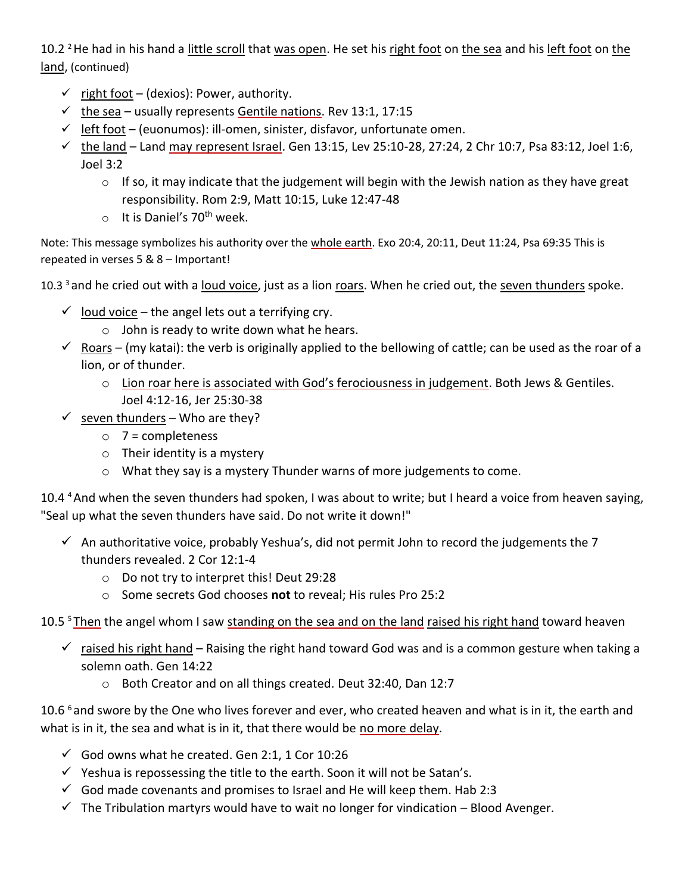10.2 [2] He had in his hand a little scroll that was open. He set his right foot on the sea and his left foot on the land, (continued)

- ✓ right foot – (dexios): Power, authority.
- ✓ the sea – usually represents Gentile nations. Rev 13:1, 17:15
- ✓ left foot – (euonumos): ill-omen, sinister, disfavor, unfortunate omen.
- ✓ the land – Land may represent Israel. Gen 13:15, Lev 25:10-28, 27:24, 2 Chr 10:7, Psa 83:12, Joel 1:6, Joel 3:2
    - If so, it may indicate that the judgement will begin with the Jewish nation as they have great responsibility. Rom 2:9, Matt 10:15, Luke 12:47-48
    - It is Daniel's 70th week.

Note: This message symbolizes his authority over the whole earth. Exo 20:4, 20:11, Deut 11:24, Psa 69:35 This is repeated in verses 5 & 8 – Important!

10.3 [3] and he cried out with a loud voice, just as a lion roars. When he cried out, the seven thunders spoke.

- ✓ loud voice – the angel lets out a terrifying cry.
    - John is ready to write down what he hears.
- ✓ Roars – (my katai): the verb is originally applied to the bellowing of cattle; can be used as the roar of a lion, or of thunder.
    - Lion roar here is associated with God's ferociousness in judgement. Both Jews & Gentiles. Joel 4:12-16, Jer 25:30-38
- ✓ seven thunders – Who are they?
    - 7 = completeness
    - Their identity is a mystery
    - What they say is a mystery Thunder warns of more judgements to come.

10.4 [4] And when the seven thunders had spoken, I was about to write; but I heard a voice from heaven saying, "Seal up what the seven thunders have said. Do not write it down!"

- ✓ An authoritative voice, probably Yeshua's, did not permit John to record the judgements the 7 thunders revealed. 2 Cor 12:1-4
    - Do not try to interpret this! Deut 29:28
    - Some secrets God chooses **not** to reveal; His rules Pro 25:2

10.5 [5] Then the angel whom I saw standing on the sea and on the land raised his right hand toward heaven

- ✓ raised his right hand – Raising the right hand toward God was and is a common gesture when taking a solemn oath. Gen 14:22
    - Both Creator and on all things created. Deut 32:40, Dan 12:7

10.6 [6] and swore by the One who lives forever and ever, who created heaven and what is in it, the earth and what is in it, the sea and what is in it, that there would be no more delay.

- ✓ God owns what he created. Gen 2:1, 1 Cor 10:26
- ✓ Yeshua is repossessing the title to the earth. Soon it will not be Satan's.
- ✓ God made covenants and promises to Israel and He will keep them. Hab 2:3
- ✓ The Tribulation martyrs would have to wait no longer for vindication – Blood Avenger.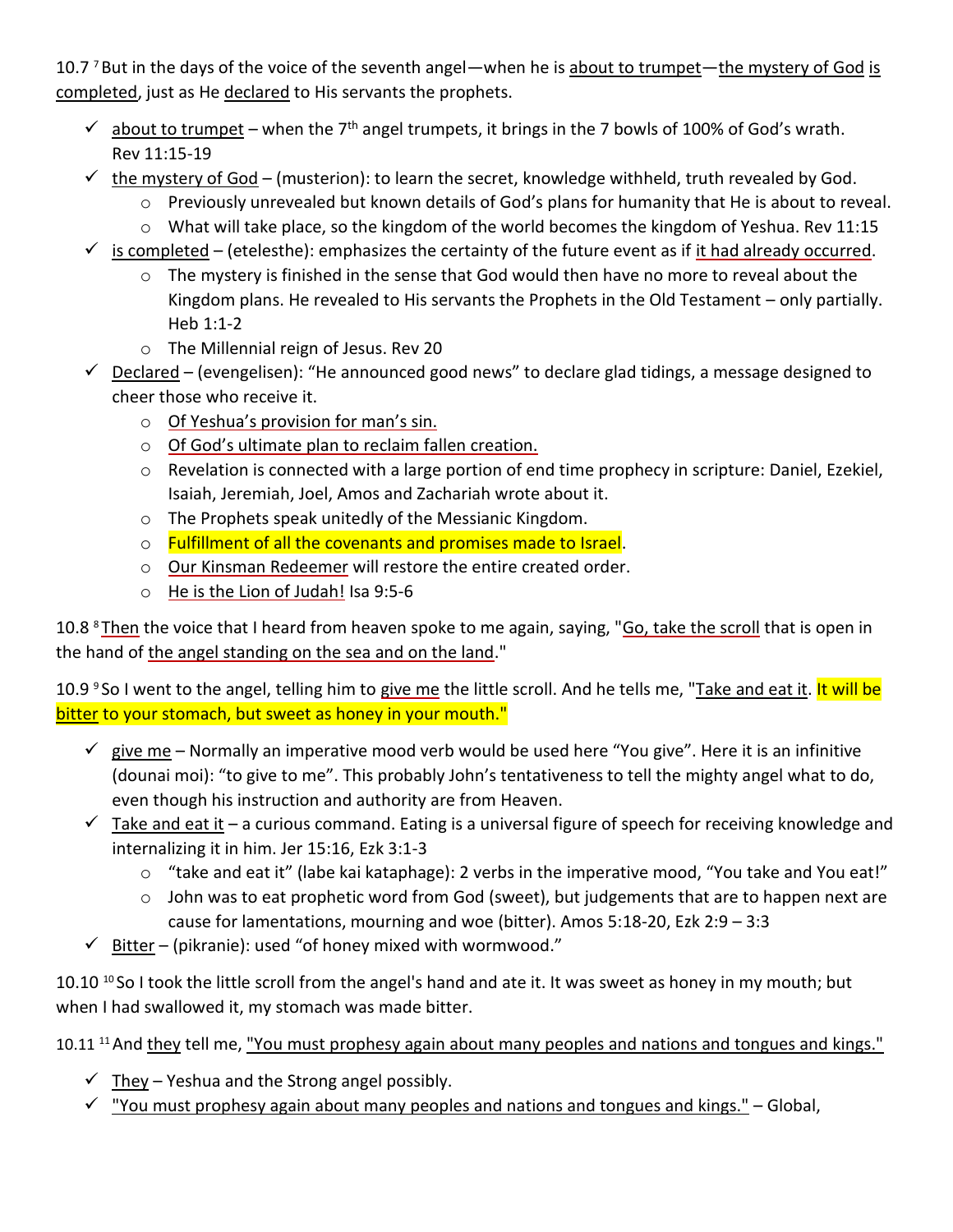10.7 [7] But in the days of the voice of the seventh angel—when he is about to trumpet—the mystery of God is completed, just as He declared to His servants the prophets.

- ✓ about to trumpet – when the 7th angel trumpets, it brings in the 7 bowls of 100% of God's wrath. Rev 11:15-19
- ✓ the mystery of God – (musterion): to learn the secret, knowledge withheld, truth revealed by God.
  - Previously unrevealed but known details of God's plans for humanity that He is about to reveal.
  - What will take place, so the kingdom of the world becomes the kingdom of Yeshua. Rev 11:15
- ✓ is completed – (etelesthe): emphasizes the certainty of the future event as if it had already occurred.
  - The mystery is finished in the sense that God would then have no more to reveal about the Kingdom plans. He revealed to His servants the Prophets in the Old Testament – only partially. Heb 1:1-2
  - The Millennial reign of Jesus. Rev 20
- ✓ Declared – (evengelisen): "He announced good news" to declare glad tidings, a message designed to cheer those who receive it.
  - Of Yeshua's provision for man's sin.
  - Of God's ultimate plan to reclaim fallen creation.
  - Revelation is connected with a large portion of end time prophecy in scripture: Daniel, Ezekiel, Isaiah, Jeremiah, Joel, Amos and Zachariah wrote about it.
  - The Prophets speak unitedly of the Messianic Kingdom.
  - Fulfillment of all the covenants and promises made to Israel.
  - Our Kinsman Redeemer will restore the entire created order.
  - He is the Lion of Judah! Isa 9:5-6

10.8 [8] Then the voice that I heard from heaven spoke to me again, saying, "Go, take the scroll that is open in the hand of the angel standing on the sea and on the land."

10.9 [9] So I went to the angel, telling him to give me the little scroll. And he tells me, "Take and eat it. It will be bitter to your stomach, but sweet as honey in your mouth."

- ✓ give me – Normally an imperative mood verb would be used here "You give". Here it is an infinitive (dounai moi): "to give to me". This probably John's tentativeness to tell the mighty angel what to do, even though his instruction and authority are from Heaven.
- ✓ Take and eat it – a curious command. Eating is a universal figure of speech for receiving knowledge and internalizing it in him. Jer 15:16, Ezk 3:1-3
  - "take and eat it" (labe kai kataphage): 2 verbs in the imperative mood, "You take and You eat!"
  - John was to eat prophetic word from God (sweet), but judgements that are to happen next are cause for lamentations, mourning and woe (bitter). Amos 5:18-20, Ezk 2:9 – 3:3
- ✓ Bitter – (pikranie): used "of honey mixed with wormwood."

10.10 [10] So I took the little scroll from the angel's hand and ate it. It was sweet as honey in my mouth; but when I had swallowed it, my stomach was made bitter.

10.11 [11] And they tell me, "You must prophesy again about many peoples and nations and tongues and kings."

- ✓ They – Yeshua and the Strong angel possibly.
- ✓ "You must prophesy again about many peoples and nations and tongues and kings." – Global,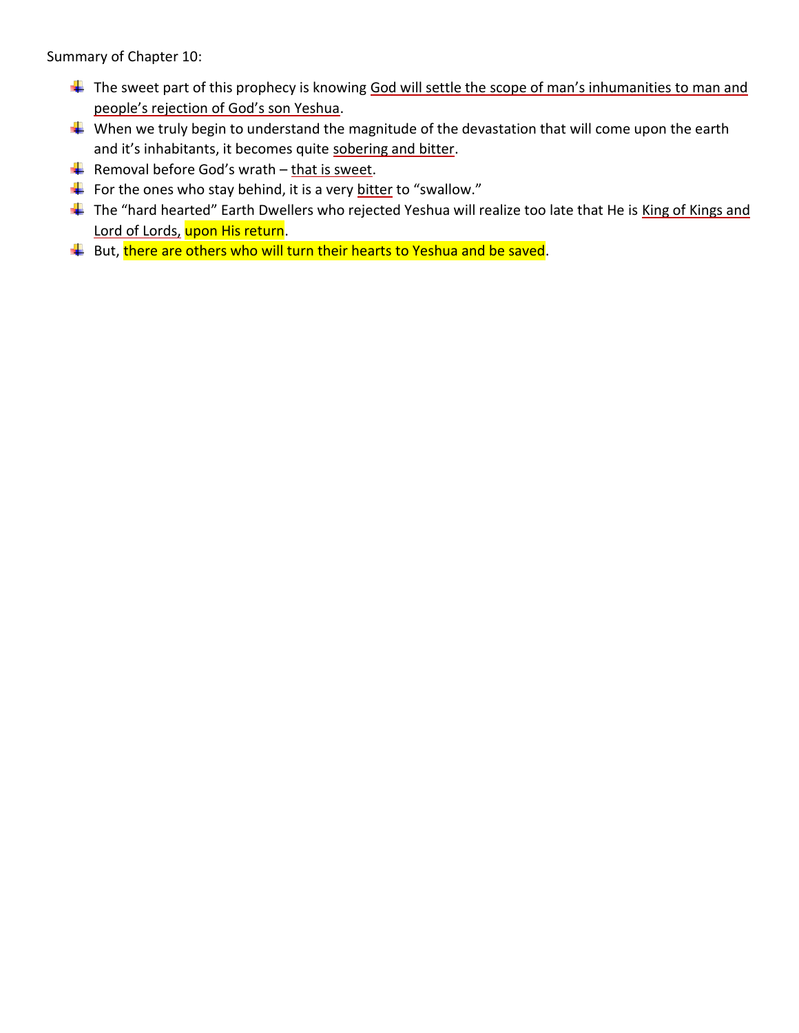Summary of Chapter 10:

- The sweet part of this prophecy is knowing God will settle the scope of man's inhumanities to man and people's rejection of God's son Yeshua.
- When we truly begin to understand the magnitude of the devastation that will come upon the earth and it's inhabitants, it becomes quite sobering and bitter.
- Removal before God's wrath – that is sweet.
- For the ones who stay behind, it is a very bitter to "swallow."
- The "hard hearted" Earth Dwellers who rejected Yeshua will realize too late that He is King of Kings and Lord of Lords, upon His return.
- But, there are others who will turn their hearts to Yeshua and be saved.